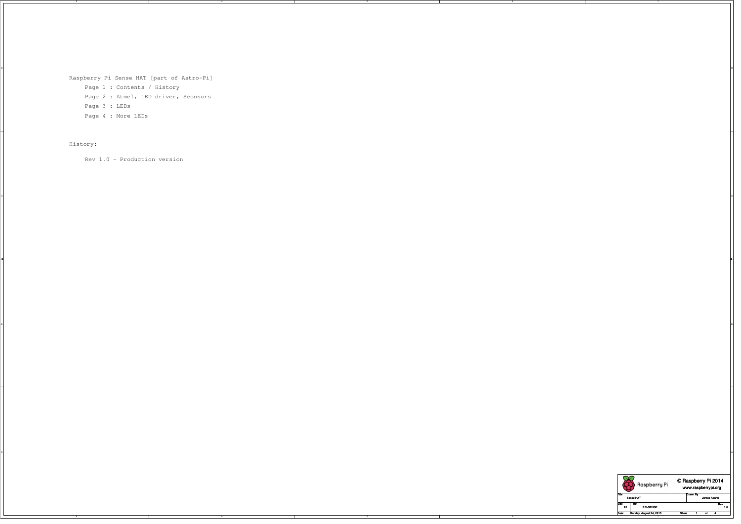Raspberry Pi Sense HAT [part of Astro-Pi]

Page 1 : Contents / History

Page 2 : Atmel, LED driver, Seonsors

Page 3 : LEDs

Page 4 : More LEDs

History:

Rev 1.0 - Production version

| Raspberry Pi | © Raspberry Pi 2014 www.raspberrypi.org | |
|---|---|---|
| Title: Sense HAT | Drawn By: James Adams | |
| Size: A2 | Ref: RPI-SENSE | Rev: 1.0 |
| Date: Monday, August 24, 2015 | Sheet 1 of 4 | |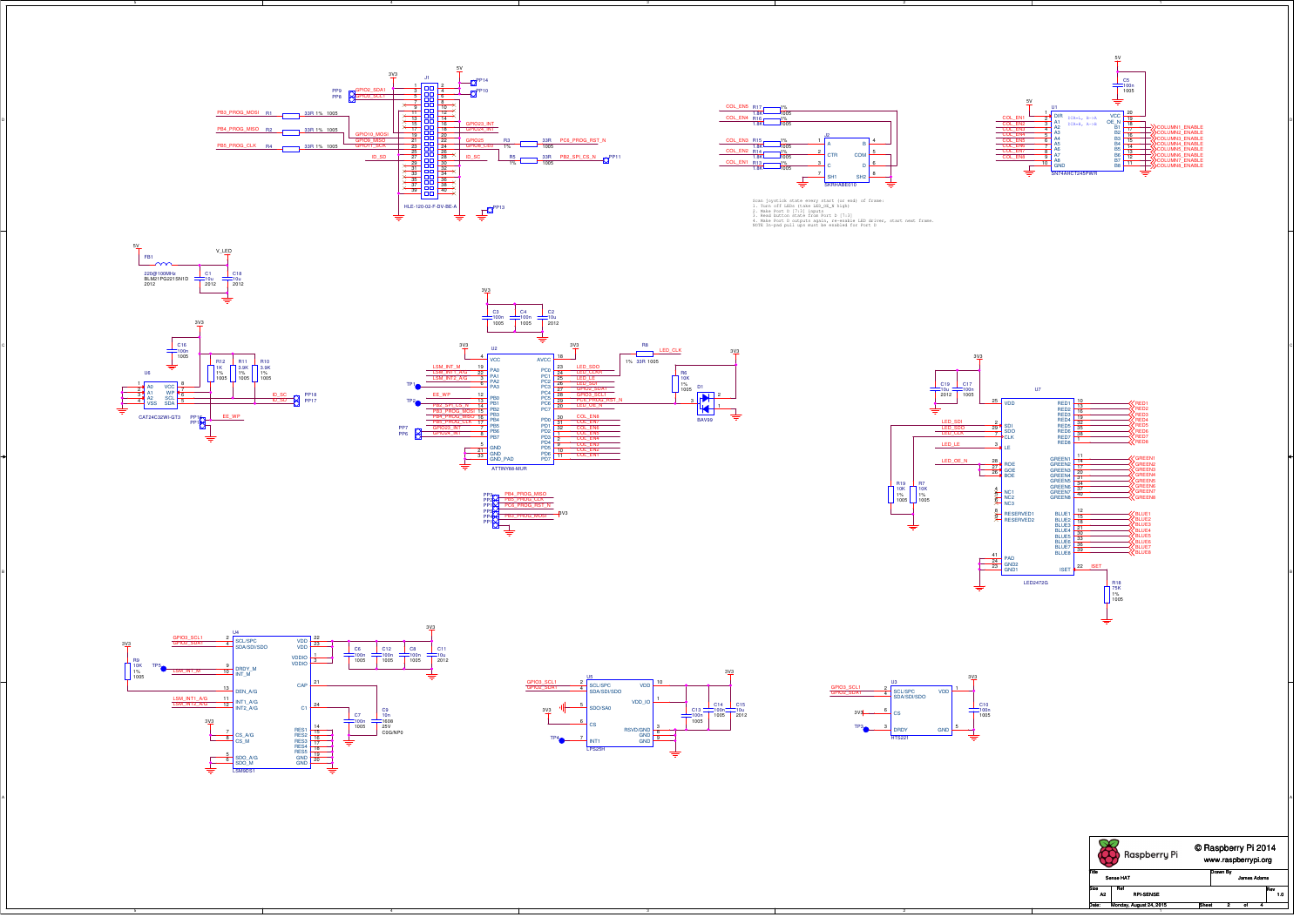Scan joystick state every start (or end) of frame:
1. Turn off LEDs (take LED_OE_N high)
2. Make Port D [7:3] inputs
3. Read button state from Port D [7:3]
4. Make Port D outputs again, re-enable LED driver, start next frame.
NOTE In-pad pull ups must be enabled for Port D

| | | | |
|---|---|---|---|
| Raspberry Pi | © Raspberry Pi 2014 www.raspberrypi.org | | |
| Title | Sense HAT | Drawn By | James Adams |
| Size A2 | Ref RPI-SENSE | | Rev 1.0 |
| Date: Monday, August 24, 2015 | | Sheet 2 of 4 | |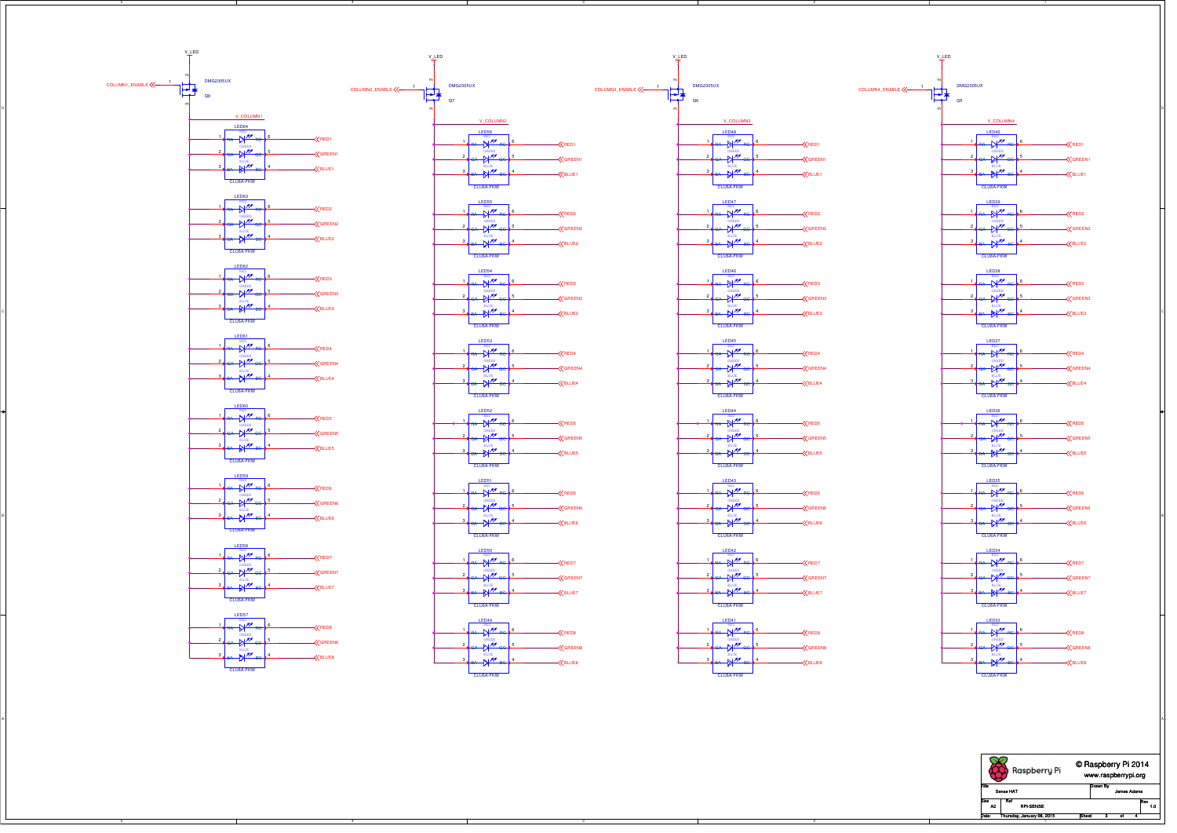## Column 1

V_LED

COLUMN1_ENABLE — Q8 DMG2305UX

V_COLUMN1

| LED | Part | Pin 1 (RA) | Pin 2 (GA) | Pin 3 (BA) | Pin 6 (RC) | Pin 5 (GC) | Pin 4 (BC) |
|---|---|---|---|---|---|---|---|
| LED64 | CLU6A-FKW | V_COLUMN1 | V_COLUMN1 | V_COLUMN1 | RED1 | GREEN1 | BLUE1 |
| LED63 | CLU6A-FKW | V_COLUMN1 | V_COLUMN1 | V_COLUMN1 | RED2 | GREEN2 | BLUE2 |
| LED62 | CLU6A-FKW | V_COLUMN1 | V_COLUMN1 | V_COLUMN1 | RED3 | GREEN3 | BLUE3 |
| LED61 | CLU6A-FKW | V_COLUMN1 | V_COLUMN1 | V_COLUMN1 | RED4 | GREEN4 | BLUE4 |
| LED60 | CLU6A-FKW | V_COLUMN1 | V_COLUMN1 | V_COLUMN1 | RED5 | GREEN5 | BLUE5 |
| LED59 | CLU6A-FKW | V_COLUMN1 | V_COLUMN1 | V_COLUMN1 | RED6 | GREEN6 | BLUE6 |
| LED58 | CLU6A-FKW | V_COLUMN1 | V_COLUMN1 | V_COLUMN1 | RED7 | GREEN7 | BLUE7 |
| LED57 | CLU6A-FKW | V_COLUMN1 | V_COLUMN1 | V_COLUMN1 | RED8 | GREEN8 | BLUE8 |

## Column 2

V_LED

COLUMN2_ENABLE — Q7 DMG2305UX

V_COLUMN2

| LED | Part | Pin 1 (RA) | Pin 2 (GA) | Pin 3 (BA) | Pin 6 (RC) | Pin 5 (GC) | Pin 4 (BC) |
|---|---|---|---|---|---|---|---|
| LED56 | CLU6A-FKW | V_COLUMN2 | V_COLUMN2 | V_COLUMN2 | RED1 | GREEN1 | BLUE1 |
| LED55 | CLU6A-FKW | V_COLUMN2 | V_COLUMN2 | V_COLUMN2 | RED2 | GREEN2 | BLUE2 |
| LED54 | CLU6A-FKW | V_COLUMN2 | V_COLUMN2 | V_COLUMN2 | RED3 | GREEN3 | BLUE3 |
| LED53 | CLU6A-FKW | V_COLUMN2 | V_COLUMN2 | V_COLUMN2 | RED4 | GREEN4 | BLUE4 |
| LED52 | CLU6A-FKW | V_COLUMN2 | V_COLUMN2 | V_COLUMN2 | RED5 | GREEN5 | BLUE5 |
| LED51 | CLU6A-FKW | V_COLUMN2 | V_COLUMN2 | V_COLUMN2 | RED6 | GREEN6 | BLUE6 |
| LED50 | CLU6A-FKW | V_COLUMN2 | V_COLUMN2 | V_COLUMN2 | RED7 | GREEN7 | BLUE7 |
| LED49 | CLU6A-FKW | V_COLUMN2 | V_COLUMN2 | V_COLUMN2 | RED8 | GREEN8 | BLUE8 |

## Column 3

V_LED

COLUMN3_ENABLE — Q6 DMG2305UX

V_COLUMN3

| LED | Part | Pin 1 (RA) | Pin 2 (GA) | Pin 3 (BA) | Pin 6 (RC) | Pin 5 (GC) | Pin 4 (BC) |
|---|---|---|---|---|---|---|---|
| LED48 | CLU6A-FKW | V_COLUMN3 | V_COLUMN3 | V_COLUMN3 | RED1 | GREEN1 | BLUE1 |
| LED47 | CLU6A-FKW | V_COLUMN3 | V_COLUMN3 | V_COLUMN3 | RED2 | GREEN2 | BLUE2 |
| LED46 | CLU6A-FKW | V_COLUMN3 | V_COLUMN3 | V_COLUMN3 | RED3 | GREEN3 | BLUE3 |
| LED45 | CLU6A-FKW | V_COLUMN3 | V_COLUMN3 | V_COLUMN3 | RED4 | GREEN4 | BLUE4 |
| LED44 | CLU6A-FKW | V_COLUMN3 | V_COLUMN3 | V_COLUMN3 | RED5 | GREEN5 | BLUE5 |
| LED43 | CLU6A-FKW | V_COLUMN3 | V_COLUMN3 | V_COLUMN3 | RED6 | GREEN6 | BLUE6 |
| LED42 | CLU6A-FKW | V_COLUMN3 | V_COLUMN3 | V_COLUMN3 | RED7 | GREEN7 | BLUE7 |
| LED41 | CLU6A-FKW | V_COLUMN3 | V_COLUMN3 | V_COLUMN3 | RED8 | GREEN8 | BLUE8 |

## Column 4

V_LED

COLUMN4_ENABLE — Q5 DMG2305UX

V_COLUMN4

| LED | Part | Pin 1 (RA) | Pin 2 (GA) | Pin 3 (BA) | Pin 6 (RC) | Pin 5 (GC) | Pin 4 (BC) |
|---|---|---|---|---|---|---|---|
| LED40 | CLU6A-FKW | V_COLUMN4 | V_COLUMN4 | V_COLUMN4 | RED1 | GREEN1 | BLUE1 |
| LED39 | CLU6A-FKW | V_COLUMN4 | V_COLUMN4 | V_COLUMN4 | RED2 | GREEN2 | BLUE2 |
| LED38 | CLU6A-FKW | V_COLUMN4 | V_COLUMN4 | V_COLUMN4 | RED3 | GREEN3 | BLUE3 |
| LED37 | CLU6A-FKW | V_COLUMN4 | V_COLUMN4 | V_COLUMN4 | RED4 | GREEN4 | BLUE4 |
| LED36 | CLU6A-FKW | V_COLUMN4 | V_COLUMN4 | V_COLUMN4 | RED5 | GREEN5 | BLUE5 |
| LED35 | CLU6A-FKW | V_COLUMN4 | V_COLUMN4 | V_COLUMN4 | RED6 | GREEN6 | BLUE6 |
| LED34 | CLU6A-FKW | V_COLUMN4 | V_COLUMN4 | V_COLUMN4 | RED7 | GREEN7 | BLUE7 |
| LED33 | CLU6A-FKW | V_COLUMN4 | V_COLUMN4 | V_COLUMN4 | RED8 | GREEN8 | BLUE8 |

---

Raspberry Pi — © Raspberry Pi 2014 — www.raspberrypi.org

| Title | Drawn By |
|---|---|
| Sense HAT | James Adams |

| Size | Ref | Rev |
|---|---|---|
| A2 | RPI-SENSE | 1.0 |

Date: Thursday, January 08, 2015 — Sheet 3 of 4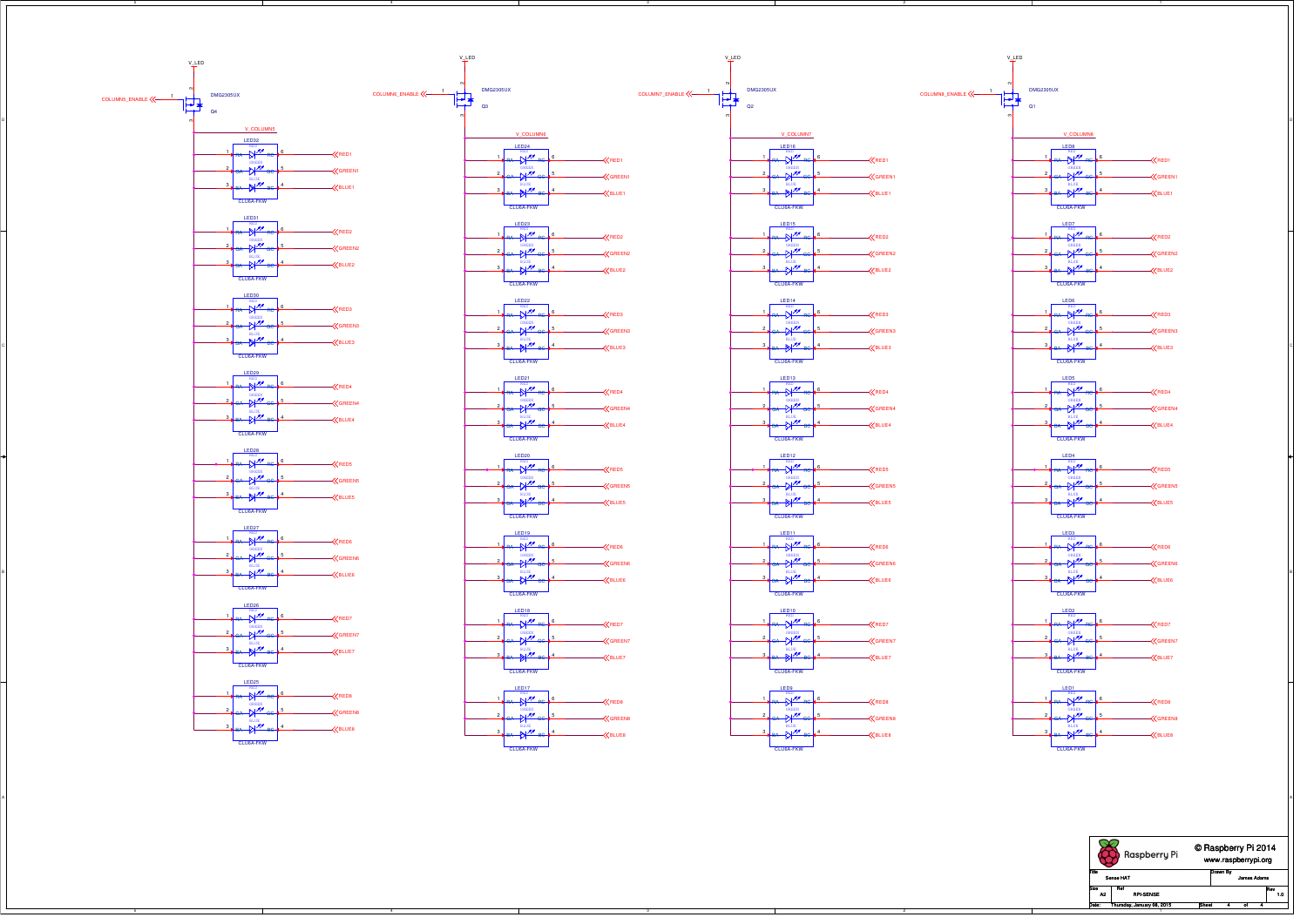V_LED

COLUMN5_ENABLE
DMG2305UX
Q4
V_COLUMN5

LED32 CLU6A-FKW — RED1, GREEN1, BLUE1
LED31 CLU6A-FKW — RED2, GREEN2, BLUE2
LED30 CLU6A-FKW — RED3, GREEN3, BLUE3
LED29 CLU6A-FKW — RED4, GREEN4, BLUE4
LED28 CLU6A-FKW — RED5, GREEN5, BLUE5
LED27 CLU6A-FKW — RED6, GREEN6, BLUE6
LED26 CLU6A-FKW — RED7, GREEN7, BLUE7
LED25 CLU6A-FKW — RED8, GREEN8, BLUE8

V_LED

COLUMN6_ENABLE
DMG2305UX
Q3
V_COLUMN6

LED24 CLU6A-FKW — RED1, GREEN1, BLUE1
LED23 CLU6A-FKW — RED2, GREEN2, BLUE2
LED22 CLU6A-FKW — RED3, GREEN3, BLUE3
LED21 CLU6A-FKW — RED4, GREEN4, BLUE4
LED20 CLU6A-FKW — RED5, GREEN5, BLUE5
LED19 CLU6A-FKW — RED6, GREEN6, BLUE6
LED18 CLU6A-FKW — RED7, GREEN7, BLUE7
LED17 CLU6A-FKW — RED8, GREEN8, BLUE8

V_LED

COLUMN7_ENABLE
DMG2305UX
Q2
V_COLUMN7

LED16 CLU6A-FKW — RED1, GREEN1, BLUE1
LED15 CLU6A-FKW — RED2, GREEN2, BLUE2
LED14 CLU6A-FKW — RED3, GREEN3, BLUE3
LED13 CLU6A-FKW — RED4, GREEN4, BLUE4
LED12 CLU6A-FKW — RED5, GREEN5, BLUE5
LED11 CLU6A-FKW — RED6, GREEN6, BLUE6
LED10 CLU6A-FKW — RED7, GREEN7, BLUE7
LED9 CLU6A-FKW — RED8, GREEN8, BLUE8

V_LED

COLUMN8_ENABLE
DMG2305UX
Q1
V_COLUMN8

LED8 CLU6A-FKW — RED1, GREEN1, BLUE1
LED7 CLU6A-FKW — RED2, GREEN2, BLUE2
LED6 CLU6A-FKW — RED3, GREEN3, BLUE3
LED5 CLU6A-FKW — RED4, GREEN4, BLUE4
LED4 CLU6A-FKW — RED5, GREEN5, BLUE5
LED3 CLU6A-FKW — RED6, GREEN6, BLUE6
LED2 CLU6A-FKW — RED7, GREEN7, BLUE7
LED1 CLU6A-FKW — RED8, GREEN8, BLUE8

Raspberry Pi

© Raspberry Pi 2014
www.raspberrypi.org

| | | | |
|---|---|---|---|
| Title: Sense HAT | | Drawn By: James Adams | |
| Size: A2 | Ref: RPI-SENSE | | Rev: 1.0 |
| Date: Thursday, January 08, 2015 | | Sheet 4 of 4 | |